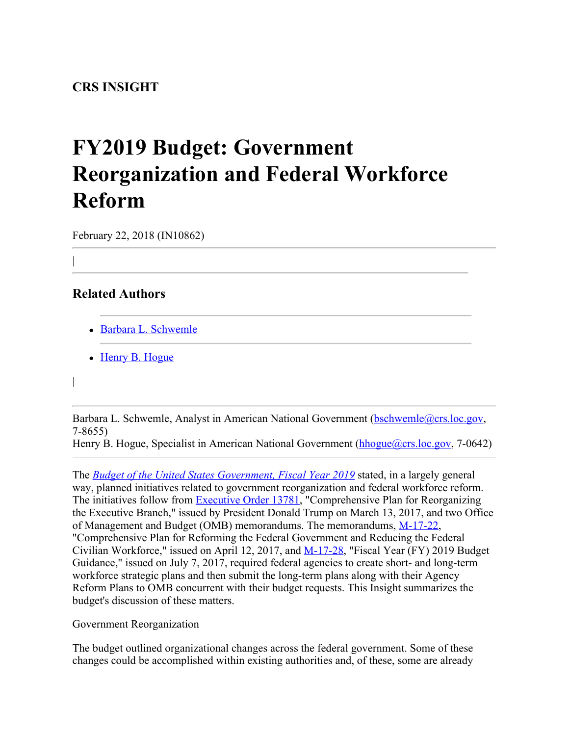**CRS INSIGHT**

# FY2019 Budget: Government Reorganization and Federal Workforce Reform

February 22, 2018 (IN10862)

|

## Related Authors

- Barbara L. Schwemle
- Henry B. Hogue

|

Barbara L. Schwemle, Analyst in American National Government (bschwemle@crs.loc.gov, 7-8655)
Henry B. Hogue, Specialist in American National Government (hhogue@crs.loc.gov, 7-0642)

The *Budget of the United States Government, Fiscal Year 2019* stated, in a largely general way, planned initiatives related to government reorganization and federal workforce reform. The initiatives follow from Executive Order 13781, "Comprehensive Plan for Reorganizing the Executive Branch," issued by President Donald Trump on March 13, 2017, and two Office of Management and Budget (OMB) memorandums. The memorandums, M-17-22, "Comprehensive Plan for Reforming the Federal Government and Reducing the Federal Civilian Workforce," issued on April 12, 2017, and M-17-28, "Fiscal Year (FY) 2019 Budget Guidance," issued on July 7, 2017, required federal agencies to create short- and long-term workforce strategic plans and then submit the long-term plans along with their Agency Reform Plans to OMB concurrent with their budget requests. This Insight summarizes the budget's discussion of these matters.

Government Reorganization

The budget outlined organizational changes across the federal government. Some of these changes could be accomplished within existing authorities and, of these, some are already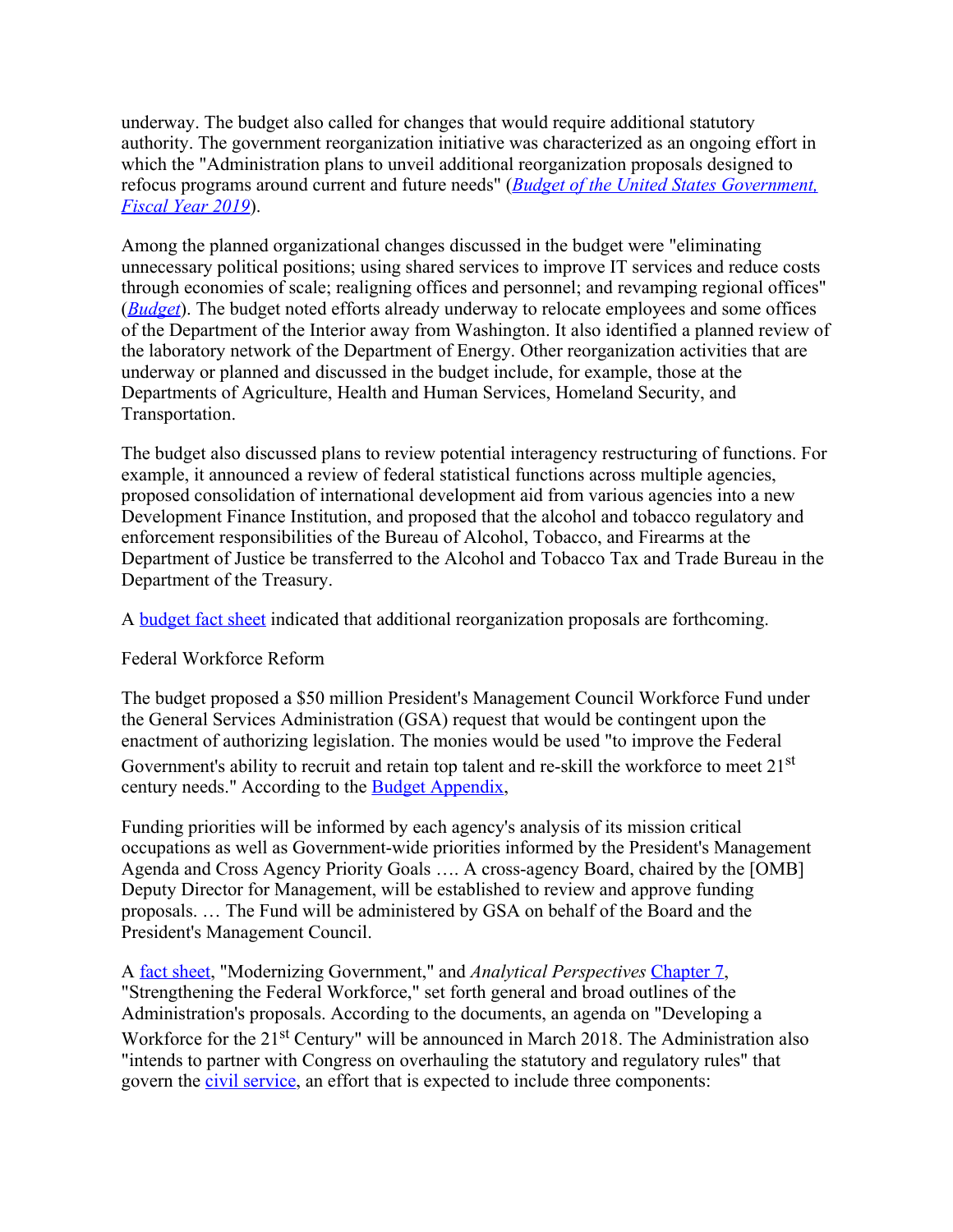underway. The budget also called for changes that would require additional statutory authority. The government reorganization initiative was characterized as an ongoing effort in which the "Administration plans to unveil additional reorganization proposals designed to refocus programs around current and future needs" (*Budget of the United States Government, Fiscal Year 2019*).

Among the planned organizational changes discussed in the budget were "eliminating unnecessary political positions; using shared services to improve IT services and reduce costs through economies of scale; realigning offices and personnel; and revamping regional offices" (*Budget*). The budget noted efforts already underway to relocate employees and some offices of the Department of the Interior away from Washington. It also identified a planned review of the laboratory network of the Department of Energy. Other reorganization activities that are underway or planned and discussed in the budget include, for example, those at the Departments of Agriculture, Health and Human Services, Homeland Security, and Transportation.

The budget also discussed plans to review potential interagency restructuring of functions. For example, it announced a review of federal statistical functions across multiple agencies, proposed consolidation of international development aid from various agencies into a new Development Finance Institution, and proposed that the alcohol and tobacco regulatory and enforcement responsibilities of the Bureau of Alcohol, Tobacco, and Firearms at the Department of Justice be transferred to the Alcohol and Tobacco Tax and Trade Bureau in the Department of the Treasury.

A budget fact sheet indicated that additional reorganization proposals are forthcoming.

Federal Workforce Reform

The budget proposed a $50 million President's Management Council Workforce Fund under the General Services Administration (GSA) request that would be contingent upon the enactment of authorizing legislation. The monies would be used "to improve the Federal Government's ability to recruit and retain top talent and re-skill the workforce to meet 21st century needs." According to the Budget Appendix,

> Funding priorities will be informed by each agency's analysis of its mission critical occupations as well as Government-wide priorities informed by the President's Management Agenda and Cross Agency Priority Goals …. A cross-agency Board, chaired by the [OMB] Deputy Director for Management, will be established to review and approve funding proposals. … The Fund will be administered by GSA on behalf of the Board and the President's Management Council.

A fact sheet, "Modernizing Government," and *Analytical Perspectives* Chapter 7, "Strengthening the Federal Workforce," set forth general and broad outlines of the Administration's proposals. According to the documents, an agenda on "Developing a Workforce for the 21st Century" will be announced in March 2018. The Administration also "intends to partner with Congress on overhauling the statutory and regulatory rules" that govern the civil service, an effort that is expected to include three components: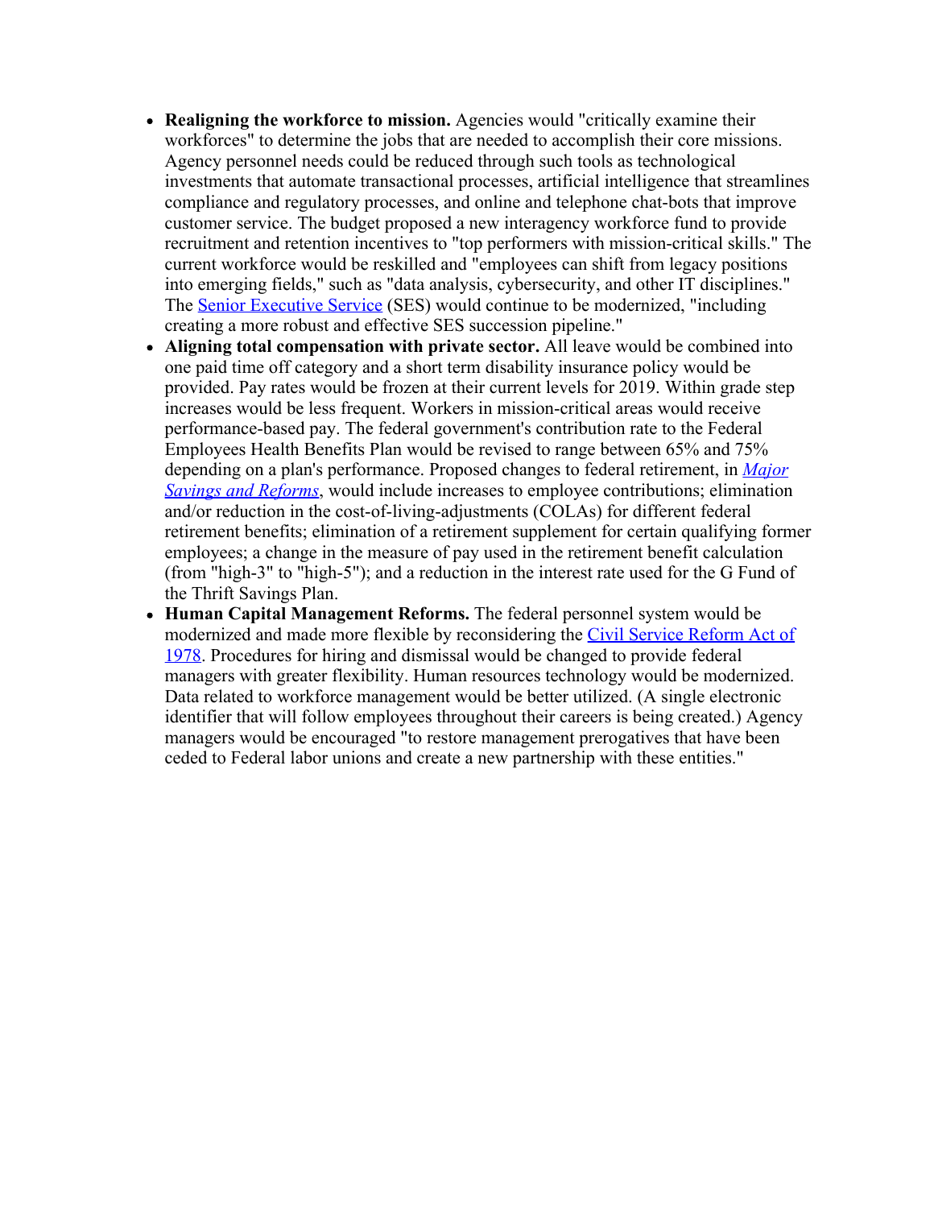- **Realigning the workforce to mission.** Agencies would "critically examine their workforces" to determine the jobs that are needed to accomplish their core missions. Agency personnel needs could be reduced through such tools as technological investments that automate transactional processes, artificial intelligence that streamlines compliance and regulatory processes, and online and telephone chat-bots that improve customer service. The budget proposed a new interagency workforce fund to provide recruitment and retention incentives to "top performers with mission-critical skills." The current workforce would be reskilled and "employees can shift from legacy positions into emerging fields," such as "data analysis, cybersecurity, and other IT disciplines." The Senior Executive Service (SES) would continue to be modernized, "including creating a more robust and effective SES succession pipeline."
- **Aligning total compensation with private sector.** All leave would be combined into one paid time off category and a short term disability insurance policy would be provided. Pay rates would be frozen at their current levels for 2019. Within grade step increases would be less frequent. Workers in mission-critical areas would receive performance-based pay. The federal government's contribution rate to the Federal Employees Health Benefits Plan would be revised to range between 65% and 75% depending on a plan's performance. Proposed changes to federal retirement, in *Major Savings and Reforms*, would include increases to employee contributions; elimination and/or reduction in the cost-of-living-adjustments (COLAs) for different federal retirement benefits; elimination of a retirement supplement for certain qualifying former employees; a change in the measure of pay used in the retirement benefit calculation (from "high-3" to "high-5"); and a reduction in the interest rate used for the G Fund of the Thrift Savings Plan.
- **Human Capital Management Reforms.** The federal personnel system would be modernized and made more flexible by reconsidering the Civil Service Reform Act of 1978. Procedures for hiring and dismissal would be changed to provide federal managers with greater flexibility. Human resources technology would be modernized. Data related to workforce management would be better utilized. (A single electronic identifier that will follow employees throughout their careers is being created.) Agency managers would be encouraged "to restore management prerogatives that have been ceded to Federal labor unions and create a new partnership with these entities."